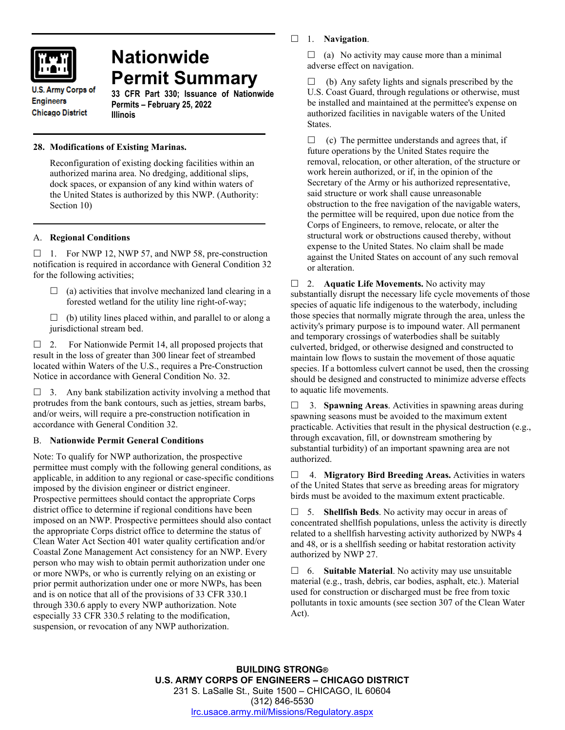U.S. Army Corps of Engineers
Chicago District

# Nationwide Permit Summary

**33 CFR Part 330; Issuance of Nationwide Permits – February 25, 2022**
**Illinois**

## 28. Modifications of Existing Marinas.

Reconfiguration of existing docking facilities within an authorized marina area. No dredging, additional slips, dock spaces, or expansion of any kind within waters of the United States is authorized by this NWP. (Authority: Section 10)

## A. Regional Conditions

☐ 1. For NWP 12, NWP 57, and NWP 58, pre-construction notification is required in accordance with General Condition 32 for the following activities;

☐ (a) activities that involve mechanized land clearing in a forested wetland for the utility line right-of-way;

☐ (b) utility lines placed within, and parallel to or along a jurisdictional stream bed.

☐ 2. For Nationwide Permit 14, all proposed projects that result in the loss of greater than 300 linear feet of streambed located within Waters of the U.S., requires a Pre-Construction Notice in accordance with General Condition No. 32.

☐ 3. Any bank stabilization activity involving a method that protrudes from the bank contours, such as jetties, stream barbs, and/or weirs, will require a pre-construction notification in accordance with General Condition 32.

## B. Nationwide Permit General Conditions

Note: To qualify for NWP authorization, the prospective permittee must comply with the following general conditions, as applicable, in addition to any regional or case-specific conditions imposed by the division engineer or district engineer. Prospective permittees should contact the appropriate Corps district office to determine if regional conditions have been imposed on an NWP. Prospective permittees should also contact the appropriate Corps district office to determine the status of Clean Water Act Section 401 water quality certification and/or Coastal Zone Management Act consistency for an NWP. Every person who may wish to obtain permit authorization under one or more NWPs, or who is currently relying on an existing or prior permit authorization under one or more NWPs, has been and is on notice that all of the provisions of 33 CFR 330.1 through 330.6 apply to every NWP authorization. Note especially 33 CFR 330.5 relating to the modification, suspension, or revocation of any NWP authorization.

☐ 1. **Navigation**.

☐ (a) No activity may cause more than a minimal adverse effect on navigation.

☐ (b) Any safety lights and signals prescribed by the U.S. Coast Guard, through regulations or otherwise, must be installed and maintained at the permittee's expense on authorized facilities in navigable waters of the United States.

☐ (c) The permittee understands and agrees that, if future operations by the United States require the removal, relocation, or other alteration, of the structure or work herein authorized, or if, in the opinion of the Secretary of the Army or his authorized representative, said structure or work shall cause unreasonable obstruction to the free navigation of the navigable waters, the permittee will be required, upon due notice from the Corps of Engineers, to remove, relocate, or alter the structural work or obstructions caused thereby, without expense to the United States. No claim shall be made against the United States on account of any such removal or alteration.

☐ 2. **Aquatic Life Movements.** No activity may substantially disrupt the necessary life cycle movements of those species of aquatic life indigenous to the waterbody, including those species that normally migrate through the area, unless the activity's primary purpose is to impound water. All permanent and temporary crossings of waterbodies shall be suitably culverted, bridged, or otherwise designed and constructed to maintain low flows to sustain the movement of those aquatic species. If a bottomless culvert cannot be used, then the crossing should be designed and constructed to minimize adverse effects to aquatic life movements.

☐ 3. **Spawning Areas**. Activities in spawning areas during spawning seasons must be avoided to the maximum extent practicable. Activities that result in the physical destruction (e.g., through excavation, fill, or downstream smothering by substantial turbidity) of an important spawning area are not authorized.

☐ 4. **Migratory Bird Breeding Areas.** Activities in waters of the United States that serve as breeding areas for migratory birds must be avoided to the maximum extent practicable.

☐ 5. **Shellfish Beds**. No activity may occur in areas of concentrated shellfish populations, unless the activity is directly related to a shellfish harvesting activity authorized by NWPs 4 and 48, or is a shellfish seeding or habitat restoration activity authorized by NWP 27.

☐ 6. **Suitable Material**. No activity may use unsuitable material (e.g., trash, debris, car bodies, asphalt, etc.). Material used for construction or discharged must be free from toxic pollutants in toxic amounts (see section 307 of the Clean Water Act).

**BUILDING STRONG®**
**U.S. ARMY CORPS OF ENGINEERS – CHICAGO DISTRICT**
231 S. LaSalle St., Suite 1500 – CHICAGO, IL 60604
(312) 846-5530
lrc.usace.army.mil/Missions/Regulatory.aspx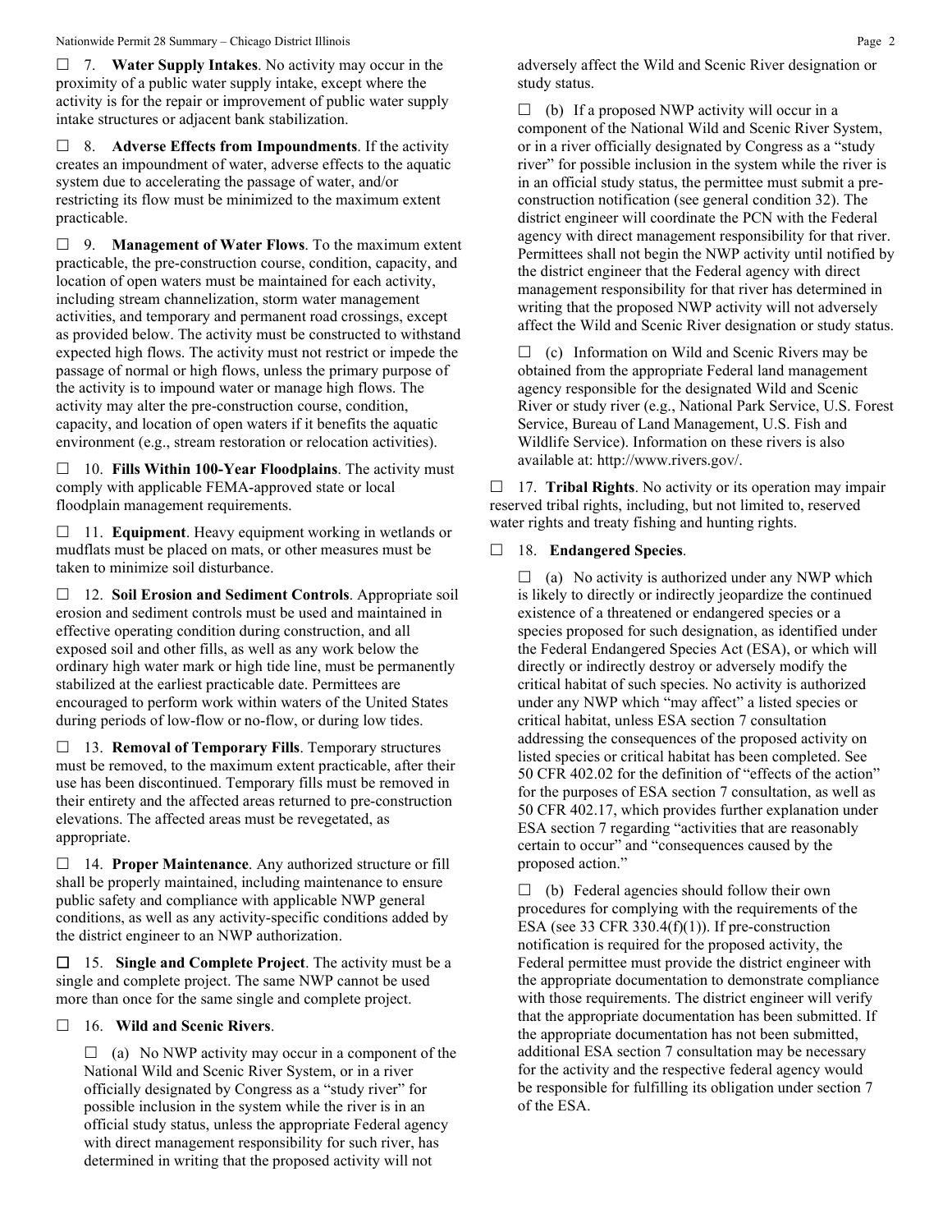☐ 7. **Water Supply Intakes**. No activity may occur in the proximity of a public water supply intake, except where the activity is for the repair or improvement of public water supply intake structures or adjacent bank stabilization.

☐ 8. **Adverse Effects from Impoundments**. If the activity creates an impoundment of water, adverse effects to the aquatic system due to accelerating the passage of water, and/or restricting its flow must be minimized to the maximum extent practicable.

☐ 9. **Management of Water Flows**. To the maximum extent practicable, the pre-construction course, condition, capacity, and location of open waters must be maintained for each activity, including stream channelization, storm water management activities, and temporary and permanent road crossings, except as provided below. The activity must be constructed to withstand expected high flows. The activity must not restrict or impede the passage of normal or high flows, unless the primary purpose of the activity is to impound water or manage high flows. The activity may alter the pre-construction course, condition, capacity, and location of open waters if it benefits the aquatic environment (e.g., stream restoration or relocation activities).

☐ 10. **Fills Within 100-Year Floodplains**. The activity must comply with applicable FEMA-approved state or local floodplain management requirements.

☐ 11. **Equipment**. Heavy equipment working in wetlands or mudflats must be placed on mats, or other measures must be taken to minimize soil disturbance.

☐ 12. **Soil Erosion and Sediment Controls**. Appropriate soil erosion and sediment controls must be used and maintained in effective operating condition during construction, and all exposed soil and other fills, as well as any work below the ordinary high water mark or high tide line, must be permanently stabilized at the earliest practicable date. Permittees are encouraged to perform work within waters of the United States during periods of low-flow or no-flow, or during low tides.

☐ 13. **Removal of Temporary Fills**. Temporary structures must be removed, to the maximum extent practicable, after their use has been discontinued. Temporary fills must be removed in their entirety and the affected areas returned to pre-construction elevations. The affected areas must be revegetated, as appropriate.

☐ 14. **Proper Maintenance**. Any authorized structure or fill shall be properly maintained, including maintenance to ensure public safety and compliance with applicable NWP general conditions, as well as any activity-specific conditions added by the district engineer to an NWP authorization.

☐ 15. **Single and Complete Project**. The activity must be a single and complete project. The same NWP cannot be used more than once for the same single and complete project.

☐ 16. **Wild and Scenic Rivers**.

☐ (a) No NWP activity may occur in a component of the National Wild and Scenic River System, or in a river officially designated by Congress as a "study river" for possible inclusion in the system while the river is in an official study status, unless the appropriate Federal agency with direct management responsibility for such river, has determined in writing that the proposed activity will not adversely affect the Wild and Scenic River designation or study status.

☐ (b) If a proposed NWP activity will occur in a component of the National Wild and Scenic River System, or in a river officially designated by Congress as a "study river" for possible inclusion in the system while the river is in an official study status, the permittee must submit a pre-construction notification (see general condition 32). The district engineer will coordinate the PCN with the Federal agency with direct management responsibility for that river. Permittees shall not begin the NWP activity until notified by the district engineer that the Federal agency with direct management responsibility for that river has determined in writing that the proposed NWP activity will not adversely affect the Wild and Scenic River designation or study status.

☐ (c) Information on Wild and Scenic Rivers may be obtained from the appropriate Federal land management agency responsible for the designated Wild and Scenic River or study river (e.g., National Park Service, U.S. Forest Service, Bureau of Land Management, U.S. Fish and Wildlife Service). Information on these rivers is also available at: http://www.rivers.gov/.

☐ 17. **Tribal Rights**. No activity or its operation may impair reserved tribal rights, including, but not limited to, reserved water rights and treaty fishing and hunting rights.

☐ 18. **Endangered Species**.

☐ (a) No activity is authorized under any NWP which is likely to directly or indirectly jeopardize the continued existence of a threatened or endangered species or a species proposed for such designation, as identified under the Federal Endangered Species Act (ESA), or which will directly or indirectly destroy or adversely modify the critical habitat of such species. No activity is authorized under any NWP which "may affect" a listed species or critical habitat, unless ESA section 7 consultation addressing the consequences of the proposed activity on listed species or critical habitat has been completed. See 50 CFR 402.02 for the definition of "effects of the action" for the purposes of ESA section 7 consultation, as well as 50 CFR 402.17, which provides further explanation under ESA section 7 regarding "activities that are reasonably certain to occur" and "consequences caused by the proposed action."

☐ (b) Federal agencies should follow their own procedures for complying with the requirements of the ESA (see 33 CFR 330.4(f)(1)). If pre-construction notification is required for the proposed activity, the Federal permittee must provide the district engineer with the appropriate documentation to demonstrate compliance with those requirements. The district engineer will verify that the appropriate documentation has been submitted. If the appropriate documentation has not been submitted, additional ESA section 7 consultation may be necessary for the activity and the respective federal agency would be responsible for fulfilling its obligation under section 7 of the ESA.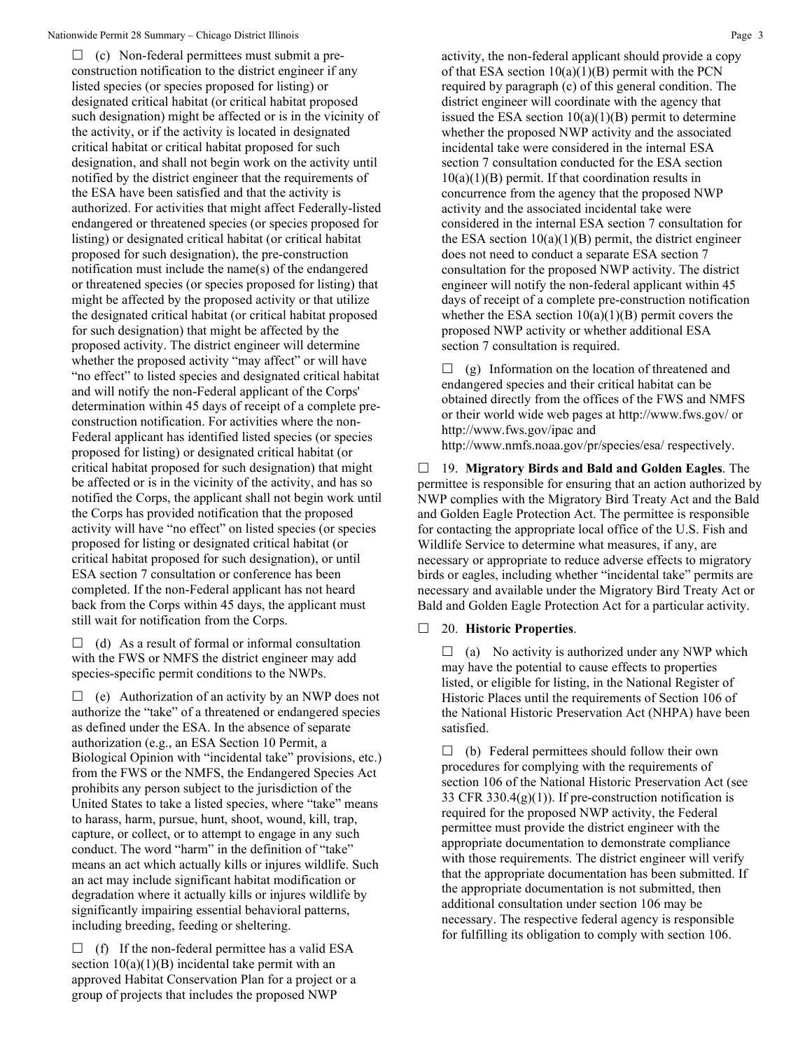☐ (c) Non-federal permittees must submit a pre-construction notification to the district engineer if any listed species (or species proposed for listing) or designated critical habitat (or critical habitat proposed such designation) might be affected or is in the vicinity of the activity, or if the activity is located in designated critical habitat or critical habitat proposed for such designation, and shall not begin work on the activity until notified by the district engineer that the requirements of the ESA have been satisfied and that the activity is authorized. For activities that might affect Federally-listed endangered or threatened species (or species proposed for listing) or designated critical habitat (or critical habitat proposed for such designation), the pre-construction notification must include the name(s) of the endangered or threatened species (or species proposed for listing) that might be affected by the proposed activity or that utilize the designated critical habitat (or critical habitat proposed for such designation) that might be affected by the proposed activity. The district engineer will determine whether the proposed activity "may affect" or will have "no effect" to listed species and designated critical habitat and will notify the non-Federal applicant of the Corps' determination within 45 days of receipt of a complete pre-construction notification. For activities where the non-Federal applicant has identified listed species (or species proposed for listing) or designated critical habitat (or critical habitat proposed for such designation) that might be affected or is in the vicinity of the activity, and has so notified the Corps, the applicant shall not begin work until the Corps has provided notification that the proposed activity will have "no effect" on listed species (or species proposed for listing or designated critical habitat (or critical habitat proposed for such designation), or until ESA section 7 consultation or conference has been completed. If the non-Federal applicant has not heard back from the Corps within 45 days, the applicant must still wait for notification from the Corps.

☐ (d) As a result of formal or informal consultation with the FWS or NMFS the district engineer may add species-specific permit conditions to the NWPs.

☐ (e) Authorization of an activity by an NWP does not authorize the "take" of a threatened or endangered species as defined under the ESA. In the absence of separate authorization (e.g., an ESA Section 10 Permit, a Biological Opinion with "incidental take" provisions, etc.) from the FWS or the NMFS, the Endangered Species Act prohibits any person subject to the jurisdiction of the United States to take a listed species, where "take" means to harass, harm, pursue, hunt, shoot, wound, kill, trap, capture, or collect, or to attempt to engage in any such conduct. The word "harm" in the definition of "take" means an act which actually kills or injures wildlife. Such an act may include significant habitat modification or degradation where it actually kills or injures wildlife by significantly impairing essential behavioral patterns, including breeding, feeding or sheltering.

☐ (f) If the non-federal permittee has a valid ESA section 10(a)(1)(B) incidental take permit with an approved Habitat Conservation Plan for a project or a group of projects that includes the proposed NWP activity, the non-federal applicant should provide a copy of that ESA section 10(a)(1)(B) permit with the PCN required by paragraph (c) of this general condition. The district engineer will coordinate with the agency that issued the ESA section 10(a)(1)(B) permit to determine whether the proposed NWP activity and the associated incidental take were considered in the internal ESA section 7 consultation conducted for the ESA section 10(a)(1)(B) permit. If that coordination results in concurrence from the agency that the proposed NWP activity and the associated incidental take were considered in the internal ESA section 7 consultation for the ESA section 10(a)(1)(B) permit, the district engineer does not need to conduct a separate ESA section 7 consultation for the proposed NWP activity. The district engineer will notify the non-federal applicant within 45 days of receipt of a complete pre-construction notification whether the ESA section 10(a)(1)(B) permit covers the proposed NWP activity or whether additional ESA section 7 consultation is required.

☐ (g) Information on the location of threatened and endangered species and their critical habitat can be obtained directly from the offices of the FWS and NMFS or their world wide web pages at http://www.fws.gov/ or http://www.fws.gov/ipac and http://www.nmfs.noaa.gov/pr/species/esa/ respectively.

☐ 19. **Migratory Birds and Bald and Golden Eagles**. The permittee is responsible for ensuring that an action authorized by NWP complies with the Migratory Bird Treaty Act and the Bald and Golden Eagle Protection Act. The permittee is responsible for contacting the appropriate local office of the U.S. Fish and Wildlife Service to determine what measures, if any, are necessary or appropriate to reduce adverse effects to migratory birds or eagles, including whether "incidental take" permits are necessary and available under the Migratory Bird Treaty Act or Bald and Golden Eagle Protection Act for a particular activity.

☐ 20. **Historic Properties**.

☐ (a) No activity is authorized under any NWP which may have the potential to cause effects to properties listed, or eligible for listing, in the National Register of Historic Places until the requirements of Section 106 of the National Historic Preservation Act (NHPA) have been satisfied.

☐ (b) Federal permittees should follow their own procedures for complying with the requirements of section 106 of the National Historic Preservation Act (see 33 CFR 330.4(g)(1)). If pre-construction notification is required for the proposed NWP activity, the Federal permittee must provide the district engineer with the appropriate documentation to demonstrate compliance with those requirements. The district engineer will verify that the appropriate documentation has been submitted. If the appropriate documentation is not submitted, then additional consultation under section 106 may be necessary. The respective federal agency is responsible for fulfilling its obligation to comply with section 106.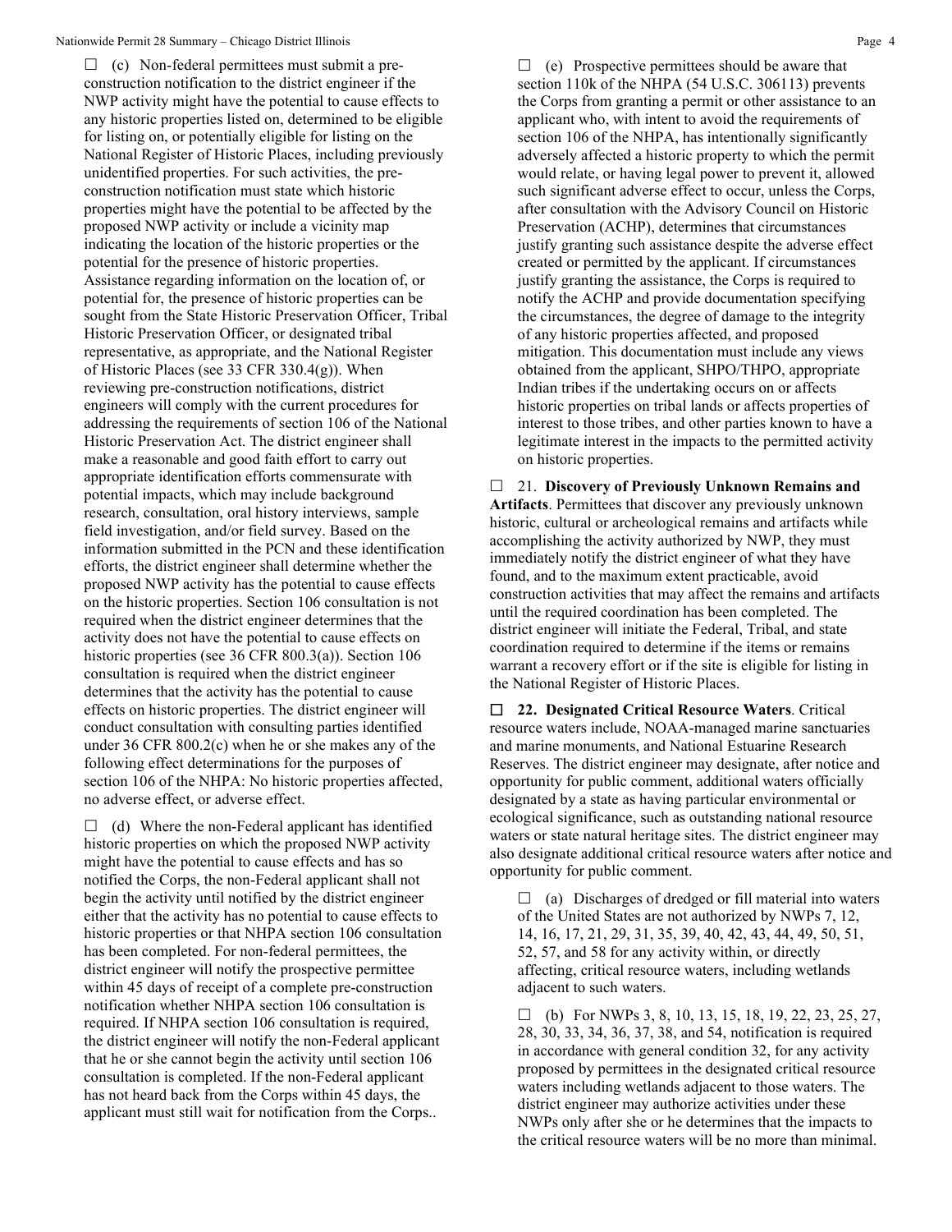☐ (c) Non-federal permittees must submit a pre-construction notification to the district engineer if the NWP activity might have the potential to cause effects to any historic properties listed on, determined to be eligible for listing on, or potentially eligible for listing on the National Register of Historic Places, including previously unidentified properties. For such activities, the pre-construction notification must state which historic properties might have the potential to be affected by the proposed NWP activity or include a vicinity map indicating the location of the historic properties or the potential for the presence of historic properties. Assistance regarding information on the location of, or potential for, the presence of historic properties can be sought from the State Historic Preservation Officer, Tribal Historic Preservation Officer, or designated tribal representative, as appropriate, and the National Register of Historic Places (see 33 CFR 330.4(g)). When reviewing pre-construction notifications, district engineers will comply with the current procedures for addressing the requirements of section 106 of the National Historic Preservation Act. The district engineer shall make a reasonable and good faith effort to carry out appropriate identification efforts commensurate with potential impacts, which may include background research, consultation, oral history interviews, sample field investigation, and/or field survey. Based on the information submitted in the PCN and these identification efforts, the district engineer shall determine whether the proposed NWP activity has the potential to cause effects on the historic properties. Section 106 consultation is not required when the district engineer determines that the activity does not have the potential to cause effects on historic properties (see 36 CFR 800.3(a)). Section 106 consultation is required when the district engineer determines that the activity has the potential to cause effects on historic properties. The district engineer will conduct consultation with consulting parties identified under 36 CFR 800.2(c) when he or she makes any of the following effect determinations for the purposes of section 106 of the NHPA: No historic properties affected, no adverse effect, or adverse effect.

☐ (d) Where the non-Federal applicant has identified historic properties on which the proposed NWP activity might have the potential to cause effects and has so notified the Corps, the non-Federal applicant shall not begin the activity until notified by the district engineer either that the activity has no potential to cause effects to historic properties or that NHPA section 106 consultation has been completed. For non-federal permittees, the district engineer will notify the prospective permittee within 45 days of receipt of a complete pre-construction notification whether NHPA section 106 consultation is required. If NHPA section 106 consultation is required, the district engineer will notify the non-Federal applicant that he or she cannot begin the activity until section 106 consultation is completed. If the non-Federal applicant has not heard back from the Corps within 45 days, the applicant must still wait for notification from the Corps..

☐ (e) Prospective permittees should be aware that section 110k of the NHPA (54 U.S.C. 306113) prevents the Corps from granting a permit or other assistance to an applicant who, with intent to avoid the requirements of section 106 of the NHPA, has intentionally significantly adversely affected a historic property to which the permit would relate, or having legal power to prevent it, allowed such significant adverse effect to occur, unless the Corps, after consultation with the Advisory Council on Historic Preservation (ACHP), determines that circumstances justify granting such assistance despite the adverse effect created or permitted by the applicant. If circumstances justify granting the assistance, the Corps is required to notify the ACHP and provide documentation specifying the circumstances, the degree of damage to the integrity of any historic properties affected, and proposed mitigation. This documentation must include any views obtained from the applicant, SHPO/THPO, appropriate Indian tribes if the undertaking occurs on or affects historic properties on tribal lands or affects properties of interest to those tribes, and other parties known to have a legitimate interest in the impacts to the permitted activity on historic properties.

☐ 21. **Discovery of Previously Unknown Remains and Artifacts**. Permittees that discover any previously unknown historic, cultural or archeological remains and artifacts while accomplishing the activity authorized by NWP, they must immediately notify the district engineer of what they have found, and to the maximum extent practicable, avoid construction activities that may affect the remains and artifacts until the required coordination has been completed. The district engineer will initiate the Federal, Tribal, and state coordination required to determine if the items or remains warrant a recovery effort or if the site is eligible for listing in the National Register of Historic Places.

☐ **22. Designated Critical Resource Waters**. Critical resource waters include, NOAA-managed marine sanctuaries and marine monuments, and National Estuarine Research Reserves. The district engineer may designate, after notice and opportunity for public comment, additional waters officially designated by a state as having particular environmental or ecological significance, such as outstanding national resource waters or state natural heritage sites. The district engineer may also designate additional critical resource waters after notice and opportunity for public comment.

☐ (a) Discharges of dredged or fill material into waters of the United States are not authorized by NWPs 7, 12, 14, 16, 17, 21, 29, 31, 35, 39, 40, 42, 43, 44, 49, 50, 51, 52, 57, and 58 for any activity within, or directly affecting, critical resource waters, including wetlands adjacent to such waters.

☐ (b) For NWPs 3, 8, 10, 13, 15, 18, 19, 22, 23, 25, 27, 28, 30, 33, 34, 36, 37, 38, and 54, notification is required in accordance with general condition 32, for any activity proposed by permittees in the designated critical resource waters including wetlands adjacent to those waters. The district engineer may authorize activities under these NWPs only after she or he determines that the impacts to the critical resource waters will be no more than minimal.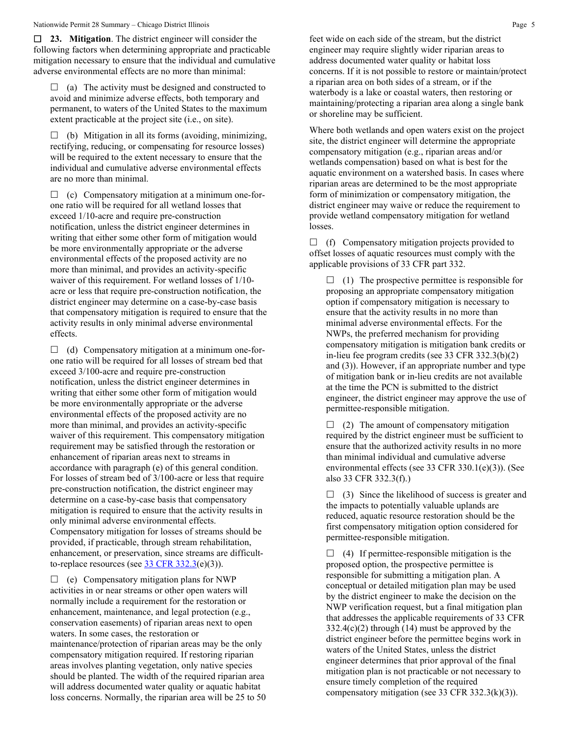☐ **23. Mitigation**. The district engineer will consider the following factors when determining appropriate and practicable mitigation necessary to ensure that the individual and cumulative adverse environmental effects are no more than minimal:

☐ (a) The activity must be designed and constructed to avoid and minimize adverse effects, both temporary and permanent, to waters of the United States to the maximum extent practicable at the project site (i.e., on site).

☐ (b) Mitigation in all its forms (avoiding, minimizing, rectifying, reducing, or compensating for resource losses) will be required to the extent necessary to ensure that the individual and cumulative adverse environmental effects are no more than minimal.

☐ (c) Compensatory mitigation at a minimum one-for-one ratio will be required for all wetland losses that exceed 1/10-acre and require pre-construction notification, unless the district engineer determines in writing that either some other form of mitigation would be more environmentally appropriate or the adverse environmental effects of the proposed activity are no more than minimal, and provides an activity-specific waiver of this requirement. For wetland losses of 1/10-acre or less that require pre-construction notification, the district engineer may determine on a case-by-case basis that compensatory mitigation is required to ensure that the activity results in only minimal adverse environmental effects.

☐ (d) Compensatory mitigation at a minimum one-for-one ratio will be required for all losses of stream bed that exceed 3/100-acre and require pre-construction notification, unless the district engineer determines in writing that either some other form of mitigation would be more environmentally appropriate or the adverse environmental effects of the proposed activity are no more than minimal, and provides an activity-specific waiver of this requirement. This compensatory mitigation requirement may be satisfied through the restoration or enhancement of riparian areas next to streams in accordance with paragraph (e) of this general condition. For losses of stream bed of 3/100-acre or less that require pre-construction notification, the district engineer may determine on a case-by-case basis that compensatory mitigation is required to ensure that the activity results in only minimal adverse environmental effects. Compensatory mitigation for losses of streams should be provided, if practicable, through stream rehabilitation, enhancement, or preservation, since streams are difficult-to-replace resources (see 33 CFR 332.3(e)(3)).

☐ (e) Compensatory mitigation plans for NWP activities in or near streams or other open waters will normally include a requirement for the restoration or enhancement, maintenance, and legal protection (e.g., conservation easements) of riparian areas next to open waters. In some cases, the restoration or maintenance/protection of riparian areas may be the only compensatory mitigation required. If restoring riparian areas involves planting vegetation, only native species should be planted. The width of the required riparian area will address documented water quality or aquatic habitat loss concerns. Normally, the riparian area will be 25 to 50 feet wide on each side of the stream, but the district engineer may require slightly wider riparian areas to address documented water quality or habitat loss concerns. If it is not possible to restore or maintain/protect a riparian area on both sides of a stream, or if the waterbody is a lake or coastal waters, then restoring or maintaining/protecting a riparian area along a single bank or shoreline may be sufficient.

Where both wetlands and open waters exist on the project site, the district engineer will determine the appropriate compensatory mitigation (e.g., riparian areas and/or wetlands compensation) based on what is best for the aquatic environment on a watershed basis. In cases where riparian areas are determined to be the most appropriate form of minimization or compensatory mitigation, the district engineer may waive or reduce the requirement to provide wetland compensatory mitigation for wetland losses.

☐ (f) Compensatory mitigation projects provided to offset losses of aquatic resources must comply with the applicable provisions of 33 CFR part 332.

☐ (1) The prospective permittee is responsible for proposing an appropriate compensatory mitigation option if compensatory mitigation is necessary to ensure that the activity results in no more than minimal adverse environmental effects. For the NWPs, the preferred mechanism for providing compensatory mitigation is mitigation bank credits or in-lieu fee program credits (see 33 CFR 332.3(b)(2) and (3)). However, if an appropriate number and type of mitigation bank or in-lieu credits are not available at the time the PCN is submitted to the district engineer, the district engineer may approve the use of permittee-responsible mitigation.

☐ (2) The amount of compensatory mitigation required by the district engineer must be sufficient to ensure that the authorized activity results in no more than minimal individual and cumulative adverse environmental effects (see 33 CFR 330.1(e)(3)). (See also 33 CFR 332.3(f).)

☐ (3) Since the likelihood of success is greater and the impacts to potentially valuable uplands are reduced, aquatic resource restoration should be the first compensatory mitigation option considered for permittee-responsible mitigation.

☐ (4) If permittee-responsible mitigation is the proposed option, the prospective permittee is responsible for submitting a mitigation plan. A conceptual or detailed mitigation plan may be used by the district engineer to make the decision on the NWP verification request, but a final mitigation plan that addresses the applicable requirements of 33 CFR 332.4(c)(2) through (14) must be approved by the district engineer before the permittee begins work in waters of the United States, unless the district engineer determines that prior approval of the final mitigation plan is not practicable or not necessary to ensure timely completion of the required compensatory mitigation (see 33 CFR 332.3(k)(3)).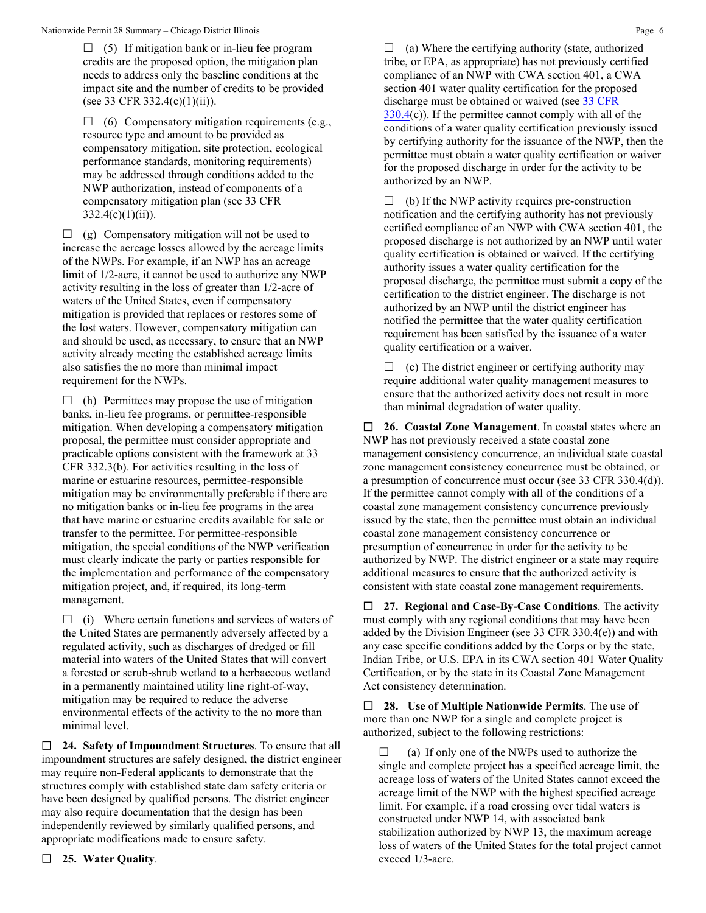☐ (5) If mitigation bank or in-lieu fee program credits are the proposed option, the mitigation plan needs to address only the baseline conditions at the impact site and the number of credits to be provided (see 33 CFR 332.4(c)(1)(ii)).

☐ (6) Compensatory mitigation requirements (e.g., resource type and amount to be provided as compensatory mitigation, site protection, ecological performance standards, monitoring requirements) may be addressed through conditions added to the NWP authorization, instead of components of a compensatory mitigation plan (see 33 CFR 332.4(c)(1)(ii)).

☐ (g) Compensatory mitigation will not be used to increase the acreage losses allowed by the acreage limits of the NWPs. For example, if an NWP has an acreage limit of 1/2-acre, it cannot be used to authorize any NWP activity resulting in the loss of greater than 1/2-acre of waters of the United States, even if compensatory mitigation is provided that replaces or restores some of the lost waters. However, compensatory mitigation can and should be used, as necessary, to ensure that an NWP activity already meeting the established acreage limits also satisfies the no more than minimal impact requirement for the NWPs.

☐ (h) Permittees may propose the use of mitigation banks, in-lieu fee programs, or permittee-responsible mitigation. When developing a compensatory mitigation proposal, the permittee must consider appropriate and practicable options consistent with the framework at 33 CFR 332.3(b). For activities resulting in the loss of marine or estuarine resources, permittee-responsible mitigation may be environmentally preferable if there are no mitigation banks or in-lieu fee programs in the area that have marine or estuarine credits available for sale or transfer to the permittee. For permittee-responsible mitigation, the special conditions of the NWP verification must clearly indicate the party or parties responsible for the implementation and performance of the compensatory mitigation project, and, if required, its long-term management.

☐ (i) Where certain functions and services of waters of the United States are permanently adversely affected by a regulated activity, such as discharges of dredged or fill material into waters of the United States that will convert a forested or scrub-shrub wetland to a herbaceous wetland in a permanently maintained utility line right-of-way, mitigation may be required to reduce the adverse environmental effects of the activity to the no more than minimal level.

☐ **24. Safety of Impoundment Structures**. To ensure that all impoundment structures are safely designed, the district engineer may require non-Federal applicants to demonstrate that the structures comply with established state dam safety criteria or have been designed by qualified persons. The district engineer may also require documentation that the design has been independently reviewed by similarly qualified persons, and appropriate modifications made to ensure safety.

☐ **25. Water Quality**.

☐ (a) Where the certifying authority (state, authorized tribe, or EPA, as appropriate) has not previously certified compliance of an NWP with CWA section 401, a CWA section 401 water quality certification for the proposed discharge must be obtained or waived (see 33 CFR 330.4(c)). If the permittee cannot comply with all of the conditions of a water quality certification previously issued by certifying authority for the issuance of the NWP, then the permittee must obtain a water quality certification or waiver for the proposed discharge in order for the activity to be authorized by an NWP.

☐ (b) If the NWP activity requires pre-construction notification and the certifying authority has not previously certified compliance of an NWP with CWA section 401, the proposed discharge is not authorized by an NWP until water quality certification is obtained or waived. If the certifying authority issues a water quality certification for the proposed discharge, the permittee must submit a copy of the certification to the district engineer. The discharge is not authorized by an NWP until the district engineer has notified the permittee that the water quality certification requirement has been satisfied by the issuance of a water quality certification or a waiver.

☐ (c) The district engineer or certifying authority may require additional water quality management measures to ensure that the authorized activity does not result in more than minimal degradation of water quality.

☐ **26. Coastal Zone Management**. In coastal states where an NWP has not previously received a state coastal zone management consistency concurrence, an individual state coastal zone management consistency concurrence must be obtained, or a presumption of concurrence must occur (see 33 CFR 330.4(d)). If the permittee cannot comply with all of the conditions of a coastal zone management consistency concurrence previously issued by the state, then the permittee must obtain an individual coastal zone management consistency concurrence or presumption of concurrence in order for the activity to be authorized by NWP. The district engineer or a state may require additional measures to ensure that the authorized activity is consistent with state coastal zone management requirements.

☐ **27. Regional and Case-By-Case Conditions**. The activity must comply with any regional conditions that may have been added by the Division Engineer (see 33 CFR 330.4(e)) and with any case specific conditions added by the Corps or by the state, Indian Tribe, or U.S. EPA in its CWA section 401 Water Quality Certification, or by the state in its Coastal Zone Management Act consistency determination.

☐ **28. Use of Multiple Nationwide Permits**. The use of more than one NWP for a single and complete project is authorized, subject to the following restrictions:

☐ (a) If only one of the NWPs used to authorize the single and complete project has a specified acreage limit, the acreage loss of waters of the United States cannot exceed the acreage limit of the NWP with the highest specified acreage limit. For example, if a road crossing over tidal waters is constructed under NWP 14, with associated bank stabilization authorized by NWP 13, the maximum acreage loss of waters of the United States for the total project cannot exceed 1/3-acre.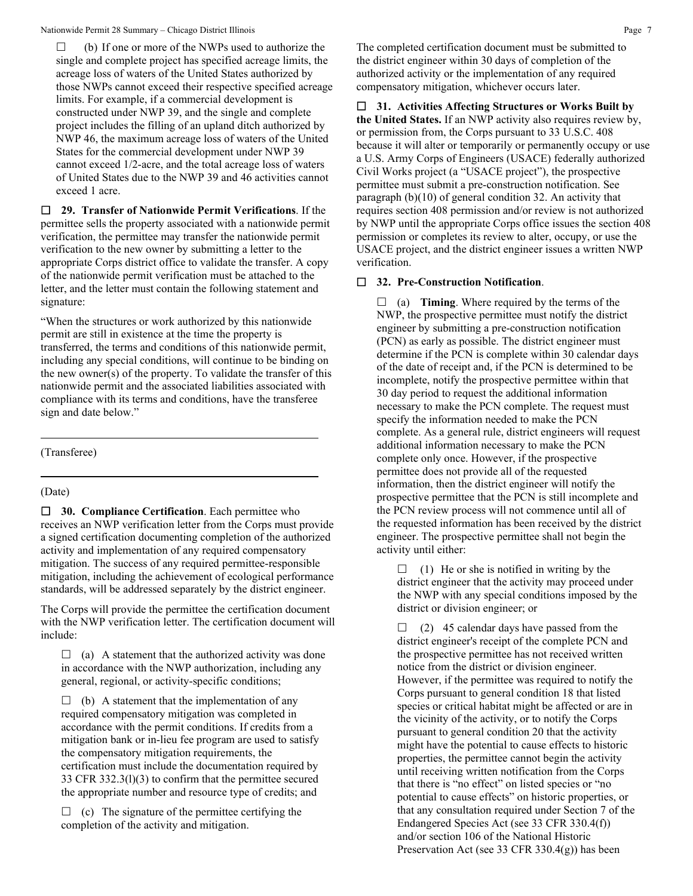☐ (b) If one or more of the NWPs used to authorize the single and complete project has specified acreage limits, the acreage loss of waters of the United States authorized by those NWPs cannot exceed their respective specified acreage limits. For example, if a commercial development is constructed under NWP 39, and the single and complete project includes the filling of an upland ditch authorized by NWP 46, the maximum acreage loss of waters of the United States for the commercial development under NWP 39 cannot exceed 1/2-acre, and the total acreage loss of waters of United States due to the NWP 39 and 46 activities cannot exceed 1 acre.

☐ **29. Transfer of Nationwide Permit Verifications**. If the permittee sells the property associated with a nationwide permit verification, the permittee may transfer the nationwide permit verification to the new owner by submitting a letter to the appropriate Corps district office to validate the transfer. A copy of the nationwide permit verification must be attached to the letter, and the letter must contain the following statement and signature:

"When the structures or work authorized by this nationwide permit are still in existence at the time the property is transferred, the terms and conditions of this nationwide permit, including any special conditions, will continue to be binding on the new owner(s) of the property. To validate the transfer of this nationwide permit and the associated liabilities associated with compliance with its terms and conditions, have the transferee sign and date below."

\_\_\_\_\_\_\_\_\_\_\_\_\_\_\_\_\_\_\_\_\_\_\_\_\_\_\_\_\_\_\_\_\_\_\_\_\_\_\_\_\_\_

(Transferee)

\_\_\_\_\_\_\_\_\_\_\_\_\_\_\_\_\_\_\_\_\_\_\_\_\_\_\_\_\_\_\_\_\_\_\_\_\_\_\_\_\_\_

(Date)

☐ **30. Compliance Certification**. Each permittee who receives an NWP verification letter from the Corps must provide a signed certification documenting completion of the authorized activity and implementation of any required compensatory mitigation. The success of any required permittee-responsible mitigation, including the achievement of ecological performance standards, will be addressed separately by the district engineer.

The Corps will provide the permittee the certification document with the NWP verification letter. The certification document will include:

☐ (a) A statement that the authorized activity was done in accordance with the NWP authorization, including any general, regional, or activity-specific conditions;

☐ (b) A statement that the implementation of any required compensatory mitigation was completed in accordance with the permit conditions. If credits from a mitigation bank or in-lieu fee program are used to satisfy the compensatory mitigation requirements, the certification must include the documentation required by 33 CFR 332.3(l)(3) to confirm that the permittee secured the appropriate number and resource type of credits; and

☐ (c) The signature of the permittee certifying the completion of the activity and mitigation.

The completed certification document must be submitted to the district engineer within 30 days of completion of the authorized activity or the implementation of any required compensatory mitigation, whichever occurs later.

☐ **31. Activities Affecting Structures or Works Built by the United States.** If an NWP activity also requires review by, or permission from, the Corps pursuant to 33 U.S.C. 408 because it will alter or temporarily or permanently occupy or use a U.S. Army Corps of Engineers (USACE) federally authorized Civil Works project (a "USACE project"), the prospective permittee must submit a pre-construction notification. See paragraph (b)(10) of general condition 32. An activity that requires section 408 permission and/or review is not authorized by NWP until the appropriate Corps office issues the section 408 permission or completes its review to alter, occupy, or use the USACE project, and the district engineer issues a written NWP verification.

☐ **32. Pre-Construction Notification**.

☐ (a) **Timing**. Where required by the terms of the NWP, the prospective permittee must notify the district engineer by submitting a pre-construction notification (PCN) as early as possible. The district engineer must determine if the PCN is complete within 30 calendar days of the date of receipt and, if the PCN is determined to be incomplete, notify the prospective permittee within that 30 day period to request the additional information necessary to make the PCN complete. The request must specify the information needed to make the PCN complete. As a general rule, district engineers will request additional information necessary to make the PCN complete only once. However, if the prospective permittee does not provide all of the requested information, then the district engineer will notify the prospective permittee that the PCN is still incomplete and the PCN review process will not commence until all of the requested information has been received by the district engineer. The prospective permittee shall not begin the activity until either:

☐ (1) He or she is notified in writing by the district engineer that the activity may proceed under the NWP with any special conditions imposed by the district or division engineer; or

☐ (2) 45 calendar days have passed from the district engineer's receipt of the complete PCN and the prospective permittee has not received written notice from the district or division engineer. However, if the permittee was required to notify the Corps pursuant to general condition 18 that listed species or critical habitat might be affected or are in the vicinity of the activity, or to notify the Corps pursuant to general condition 20 that the activity might have the potential to cause effects to historic properties, the permittee cannot begin the activity until receiving written notification from the Corps that there is "no effect" on listed species or "no potential to cause effects" on historic properties, or that any consultation required under Section 7 of the Endangered Species Act (see 33 CFR 330.4(f)) and/or section 106 of the National Historic Preservation Act (see 33 CFR 330.4(g)) has been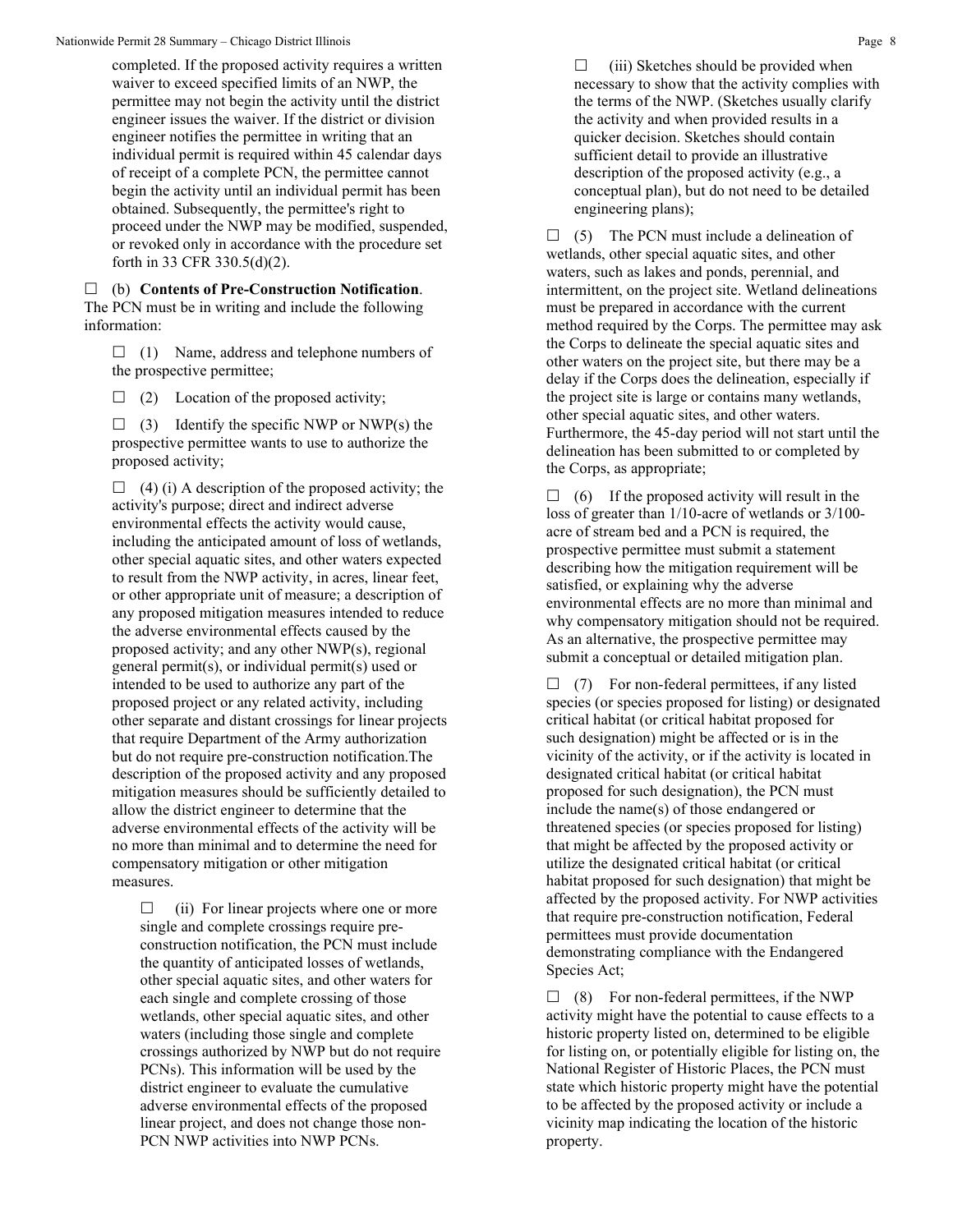completed. If the proposed activity requires a written waiver to exceed specified limits of an NWP, the permittee may not begin the activity until the district engineer issues the waiver. If the district or division engineer notifies the permittee in writing that an individual permit is required within 45 calendar days of receipt of a complete PCN, the permittee cannot begin the activity until an individual permit has been obtained. Subsequently, the permittee's right to proceed under the NWP may be modified, suspended, or revoked only in accordance with the procedure set forth in 33 CFR 330.5(d)(2).

☐ (b) **Contents of Pre-Construction Notification**. The PCN must be in writing and include the following information:

☐ (1) Name, address and telephone numbers of the prospective permittee;

☐ (2) Location of the proposed activity;

☐ (3) Identify the specific NWP or NWP(s) the prospective permittee wants to use to authorize the proposed activity;

☐ (4) (i) A description of the proposed activity; the activity's purpose; direct and indirect adverse environmental effects the activity would cause, including the anticipated amount of loss of wetlands, other special aquatic sites, and other waters expected to result from the NWP activity, in acres, linear feet, or other appropriate unit of measure; a description of any proposed mitigation measures intended to reduce the adverse environmental effects caused by the proposed activity; and any other NWP(s), regional general permit(s), or individual permit(s) used or intended to be used to authorize any part of the proposed project or any related activity, including other separate and distant crossings for linear projects that require Department of the Army authorization but do not require pre-construction notification.The description of the proposed activity and any proposed mitigation measures should be sufficiently detailed to allow the district engineer to determine that the adverse environmental effects of the activity will be no more than minimal and to determine the need for compensatory mitigation or other mitigation measures.

☐ (ii) For linear projects where one or more single and complete crossings require pre-construction notification, the PCN must include the quantity of anticipated losses of wetlands, other special aquatic sites, and other waters for each single and complete crossing of those wetlands, other special aquatic sites, and other waters (including those single and complete crossings authorized by NWP but do not require PCNs). This information will be used by the district engineer to evaluate the cumulative adverse environmental effects of the proposed linear project, and does not change those non-PCN NWP activities into NWP PCNs.

☐ (iii) Sketches should be provided when necessary to show that the activity complies with the terms of the NWP. (Sketches usually clarify the activity and when provided results in a quicker decision. Sketches should contain sufficient detail to provide an illustrative description of the proposed activity (e.g., a conceptual plan), but do not need to be detailed engineering plans);

☐ (5) The PCN must include a delineation of wetlands, other special aquatic sites, and other waters, such as lakes and ponds, perennial, and intermittent, on the project site. Wetland delineations must be prepared in accordance with the current method required by the Corps. The permittee may ask the Corps to delineate the special aquatic sites and other waters on the project site, but there may be a delay if the Corps does the delineation, especially if the project site is large or contains many wetlands, other special aquatic sites, and other waters. Furthermore, the 45-day period will not start until the delineation has been submitted to or completed by the Corps, as appropriate;

☐ (6) If the proposed activity will result in the loss of greater than 1/10-acre of wetlands or 3/100-acre of stream bed and a PCN is required, the prospective permittee must submit a statement describing how the mitigation requirement will be satisfied, or explaining why the adverse environmental effects are no more than minimal and why compensatory mitigation should not be required. As an alternative, the prospective permittee may submit a conceptual or detailed mitigation plan.

☐ (7) For non-federal permittees, if any listed species (or species proposed for listing) or designated critical habitat (or critical habitat proposed for such designation) might be affected or is in the vicinity of the activity, or if the activity is located in designated critical habitat (or critical habitat proposed for such designation), the PCN must include the name(s) of those endangered or threatened species (or species proposed for listing) that might be affected by the proposed activity or utilize the designated critical habitat (or critical habitat proposed for such designation) that might be affected by the proposed activity. For NWP activities that require pre-construction notification, Federal permittees must provide documentation demonstrating compliance with the Endangered Species Act;

☐ (8) For non-federal permittees, if the NWP activity might have the potential to cause effects to a historic property listed on, determined to be eligible for listing on, or potentially eligible for listing on, the National Register of Historic Places, the PCN must state which historic property might have the potential to be affected by the proposed activity or include a vicinity map indicating the location of the historic property.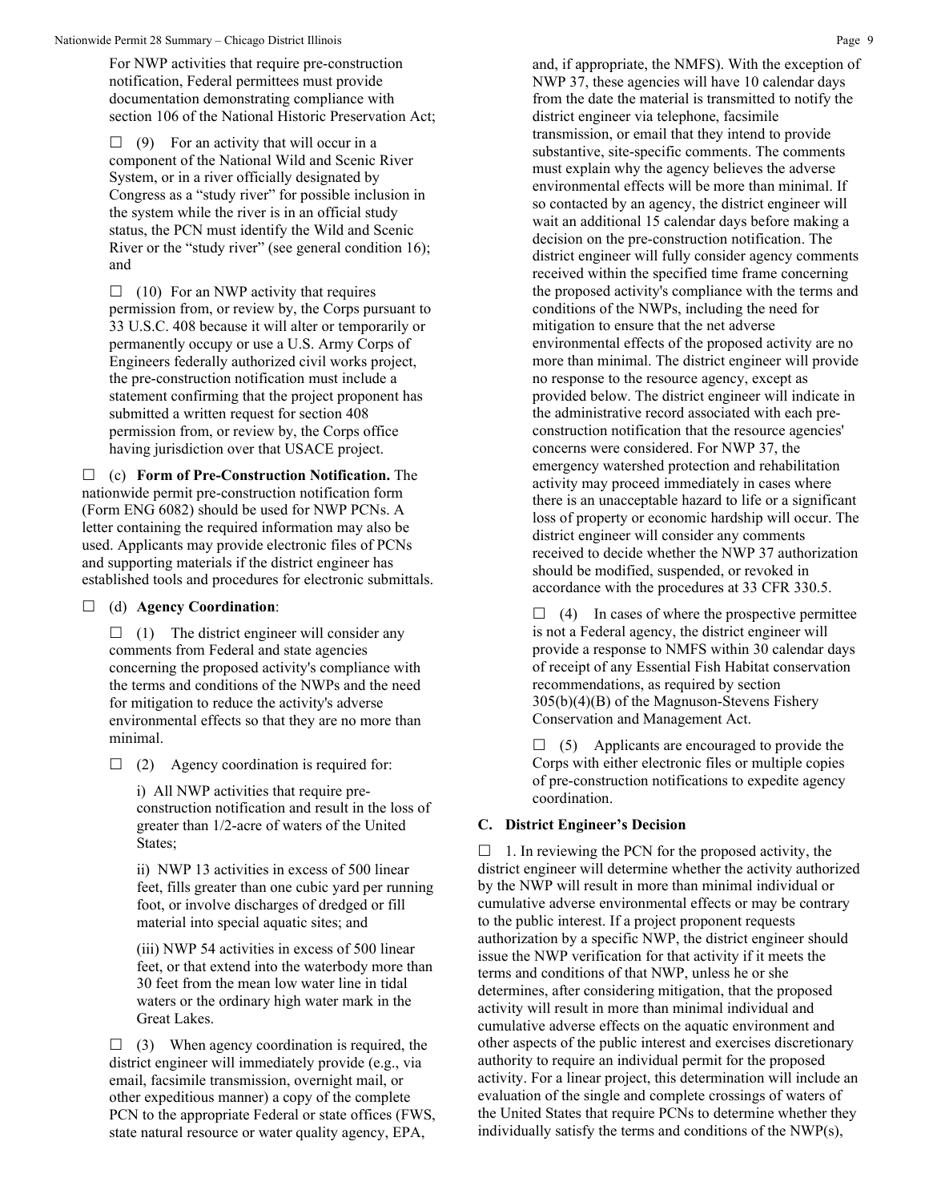For NWP activities that require pre-construction notification, Federal permittees must provide documentation demonstrating compliance with section 106 of the National Historic Preservation Act;

☐ (9) For an activity that will occur in a component of the National Wild and Scenic River System, or in a river officially designated by Congress as a "study river" for possible inclusion in the system while the river is in an official study status, the PCN must identify the Wild and Scenic River or the "study river" (see general condition 16); and

☐ (10) For an NWP activity that requires permission from, or review by, the Corps pursuant to 33 U.S.C. 408 because it will alter or temporarily or permanently occupy or use a U.S. Army Corps of Engineers federally authorized civil works project, the pre-construction notification must include a statement confirming that the project proponent has submitted a written request for section 408 permission from, or review by, the Corps office having jurisdiction over that USACE project.

☐ (c) **Form of Pre-Construction Notification.** The nationwide permit pre-construction notification form (Form ENG 6082) should be used for NWP PCNs. A letter containing the required information may also be used. Applicants may provide electronic files of PCNs and supporting materials if the district engineer has established tools and procedures for electronic submittals.

☐ (d) **Agency Coordination**:

☐ (1) The district engineer will consider any comments from Federal and state agencies concerning the proposed activity's compliance with the terms and conditions of the NWPs and the need for mitigation to reduce the activity's adverse environmental effects so that they are no more than minimal.

☐ (2) Agency coordination is required for:

i) All NWP activities that require pre-construction notification and result in the loss of greater than 1/2-acre of waters of the United States;

ii) NWP 13 activities in excess of 500 linear feet, fills greater than one cubic yard per running foot, or involve discharges of dredged or fill material into special aquatic sites; and

(iii) NWP 54 activities in excess of 500 linear feet, or that extend into the waterbody more than 30 feet from the mean low water line in tidal waters or the ordinary high water mark in the Great Lakes.

☐ (3) When agency coordination is required, the district engineer will immediately provide (e.g., via email, facsimile transmission, overnight mail, or other expeditious manner) a copy of the complete PCN to the appropriate Federal or state offices (FWS, state natural resource or water quality agency, EPA, and, if appropriate, the NMFS). With the exception of NWP 37, these agencies will have 10 calendar days from the date the material is transmitted to notify the district engineer via telephone, facsimile transmission, or email that they intend to provide substantive, site-specific comments. The comments must explain why the agency believes the adverse environmental effects will be more than minimal. If so contacted by an agency, the district engineer will wait an additional 15 calendar days before making a decision on the pre-construction notification. The district engineer will fully consider agency comments received within the specified time frame concerning the proposed activity's compliance with the terms and conditions of the NWPs, including the need for mitigation to ensure that the net adverse environmental effects of the proposed activity are no more than minimal. The district engineer will provide no response to the resource agency, except as provided below. The district engineer will indicate in the administrative record associated with each pre-construction notification that the resource agencies' concerns were considered. For NWP 37, the emergency watershed protection and rehabilitation activity may proceed immediately in cases where there is an unacceptable hazard to life or a significant loss of property or economic hardship will occur. The district engineer will consider any comments received to decide whether the NWP 37 authorization should be modified, suspended, or revoked in accordance with the procedures at 33 CFR 330.5.

☐ (4) In cases of where the prospective permittee is not a Federal agency, the district engineer will provide a response to NMFS within 30 calendar days of receipt of any Essential Fish Habitat conservation recommendations, as required by section 305(b)(4)(B) of the Magnuson-Stevens Fishery Conservation and Management Act.

☐ (5) Applicants are encouraged to provide the Corps with either electronic files or multiple copies of pre-construction notifications to expedite agency coordination.

## C. District Engineer's Decision

☐ 1. In reviewing the PCN for the proposed activity, the district engineer will determine whether the activity authorized by the NWP will result in more than minimal individual or cumulative adverse environmental effects or may be contrary to the public interest. If a project proponent requests authorization by a specific NWP, the district engineer should issue the NWP verification for that activity if it meets the terms and conditions of that NWP, unless he or she determines, after considering mitigation, that the proposed activity will result in more than minimal individual and cumulative adverse effects on the aquatic environment and other aspects of the public interest and exercises discretionary authority to require an individual permit for the proposed activity. For a linear project, this determination will include an evaluation of the single and complete crossings of waters of the United States that require PCNs to determine whether they individually satisfy the terms and conditions of the NWP(s),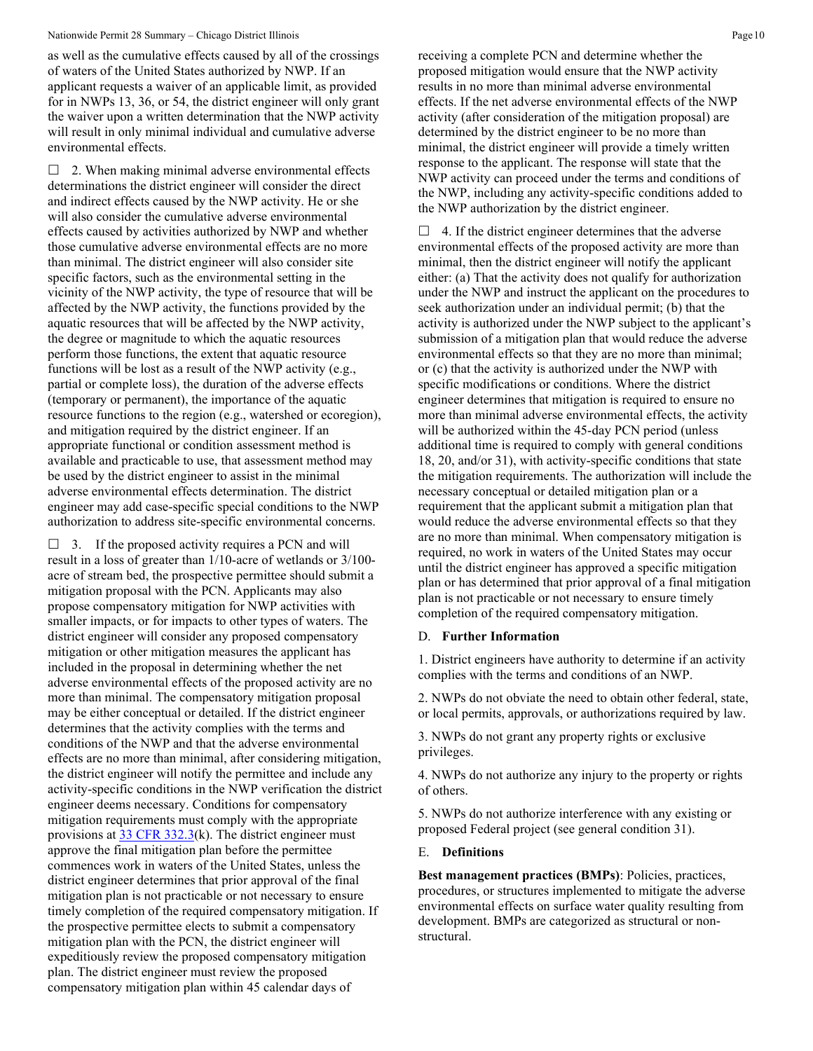as well as the cumulative effects caused by all of the crossings of waters of the United States authorized by NWP. If an applicant requests a waiver of an applicable limit, as provided for in NWPs 13, 36, or 54, the district engineer will only grant the waiver upon a written determination that the NWP activity will result in only minimal individual and cumulative adverse environmental effects.

☐ 2. When making minimal adverse environmental effects determinations the district engineer will consider the direct and indirect effects caused by the NWP activity. He or she will also consider the cumulative adverse environmental effects caused by activities authorized by NWP and whether those cumulative adverse environmental effects are no more than minimal. The district engineer will also consider site specific factors, such as the environmental setting in the vicinity of the NWP activity, the type of resource that will be affected by the NWP activity, the functions provided by the aquatic resources that will be affected by the NWP activity, the degree or magnitude to which the aquatic resources perform those functions, the extent that aquatic resource functions will be lost as a result of the NWP activity (e.g., partial or complete loss), the duration of the adverse effects (temporary or permanent), the importance of the aquatic resource functions to the region (e.g., watershed or ecoregion), and mitigation required by the district engineer. If an appropriate functional or condition assessment method is available and practicable to use, that assessment method may be used by the district engineer to assist in the minimal adverse environmental effects determination. The district engineer may add case-specific special conditions to the NWP authorization to address site-specific environmental concerns.

☐ 3. If the proposed activity requires a PCN and will result in a loss of greater than 1/10-acre of wetlands or 3/100-acre of stream bed, the prospective permittee should submit a mitigation proposal with the PCN. Applicants may also propose compensatory mitigation for NWP activities with smaller impacts, or for impacts to other types of waters. The district engineer will consider any proposed compensatory mitigation or other mitigation measures the applicant has included in the proposal in determining whether the net adverse environmental effects of the proposed activity are no more than minimal. The compensatory mitigation proposal may be either conceptual or detailed. If the district engineer determines that the activity complies with the terms and conditions of the NWP and that the adverse environmental effects are no more than minimal, after considering mitigation, the district engineer will notify the permittee and include any activity-specific conditions in the NWP verification the district engineer deems necessary. Conditions for compensatory mitigation requirements must comply with the appropriate provisions at 33 CFR 332.3(k). The district engineer must approve the final mitigation plan before the permittee commences work in waters of the United States, unless the district engineer determines that prior approval of the final mitigation plan is not practicable or not necessary to ensure timely completion of the required compensatory mitigation. If the prospective permittee elects to submit a compensatory mitigation plan with the PCN, the district engineer will expeditiously review the proposed compensatory mitigation plan. The district engineer must review the proposed compensatory mitigation plan within 45 calendar days of receiving a complete PCN and determine whether the proposed mitigation would ensure that the NWP activity results in no more than minimal adverse environmental effects. If the net adverse environmental effects of the NWP activity (after consideration of the mitigation proposal) are determined by the district engineer to be no more than minimal, the district engineer will provide a timely written response to the applicant. The response will state that the NWP activity can proceed under the terms and conditions of the NWP, including any activity-specific conditions added to the NWP authorization by the district engineer.

☐ 4. If the district engineer determines that the adverse environmental effects of the proposed activity are more than minimal, then the district engineer will notify the applicant either: (a) That the activity does not qualify for authorization under the NWP and instruct the applicant on the procedures to seek authorization under an individual permit; (b) that the activity is authorized under the NWP subject to the applicant's submission of a mitigation plan that would reduce the adverse environmental effects so that they are no more than minimal; or (c) that the activity is authorized under the NWP with specific modifications or conditions. Where the district engineer determines that mitigation is required to ensure no more than minimal adverse environmental effects, the activity will be authorized within the 45-day PCN period (unless additional time is required to comply with general conditions 18, 20, and/or 31), with activity-specific conditions that state the mitigation requirements. The authorization will include the necessary conceptual or detailed mitigation plan or a requirement that the applicant submit a mitigation plan that would reduce the adverse environmental effects so that they are no more than minimal. When compensatory mitigation is required, no work in waters of the United States may occur until the district engineer has approved a specific mitigation plan or has determined that prior approval of a final mitigation plan is not practicable or not necessary to ensure timely completion of the required compensatory mitigation.

D. **Further Information**

1. District engineers have authority to determine if an activity complies with the terms and conditions of an NWP.

2. NWPs do not obviate the need to obtain other federal, state, or local permits, approvals, or authorizations required by law.

3. NWPs do not grant any property rights or exclusive privileges.

4. NWPs do not authorize any injury to the property or rights of others.

5. NWPs do not authorize interference with any existing or proposed Federal project (see general condition 31).

E. **Definitions**

**Best management practices (BMPs)**: Policies, practices, procedures, or structures implemented to mitigate the adverse environmental effects on surface water quality resulting from development. BMPs are categorized as structural or non-structural.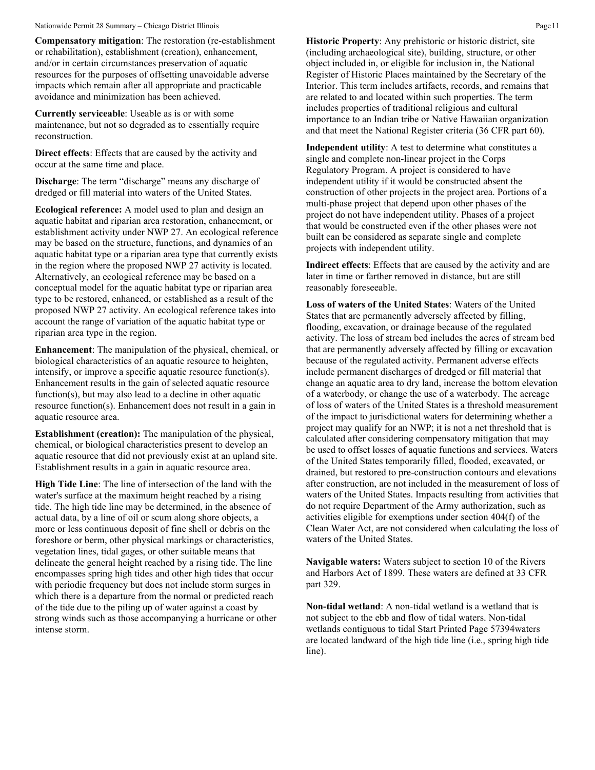**Compensatory mitigation**: The restoration (re-establishment or rehabilitation), establishment (creation), enhancement, and/or in certain circumstances preservation of aquatic resources for the purposes of offsetting unavoidable adverse impacts which remain after all appropriate and practicable avoidance and minimization has been achieved.

**Currently serviceable**: Useable as is or with some maintenance, but not so degraded as to essentially require reconstruction.

**Direct effects**: Effects that are caused by the activity and occur at the same time and place.

**Discharge**: The term "discharge" means any discharge of dredged or fill material into waters of the United States.

**Ecological reference:** A model used to plan and design an aquatic habitat and riparian area restoration, enhancement, or establishment activity under NWP 27. An ecological reference may be based on the structure, functions, and dynamics of an aquatic habitat type or a riparian area type that currently exists in the region where the proposed NWP 27 activity is located. Alternatively, an ecological reference may be based on a conceptual model for the aquatic habitat type or riparian area type to be restored, enhanced, or established as a result of the proposed NWP 27 activity. An ecological reference takes into account the range of variation of the aquatic habitat type or riparian area type in the region.

**Enhancement**: The manipulation of the physical, chemical, or biological characteristics of an aquatic resource to heighten, intensify, or improve a specific aquatic resource function(s). Enhancement results in the gain of selected aquatic resource function(s), but may also lead to a decline in other aquatic resource function(s). Enhancement does not result in a gain in aquatic resource area.

**Establishment (creation):** The manipulation of the physical, chemical, or biological characteristics present to develop an aquatic resource that did not previously exist at an upland site. Establishment results in a gain in aquatic resource area.

**High Tide Line**: The line of intersection of the land with the water's surface at the maximum height reached by a rising tide. The high tide line may be determined, in the absence of actual data, by a line of oil or scum along shore objects, a more or less continuous deposit of fine shell or debris on the foreshore or berm, other physical markings or characteristics, vegetation lines, tidal gages, or other suitable means that delineate the general height reached by a rising tide. The line encompasses spring high tides and other high tides that occur with periodic frequency but does not include storm surges in which there is a departure from the normal or predicted reach of the tide due to the piling up of water against a coast by strong winds such as those accompanying a hurricane or other intense storm.

**Historic Property**: Any prehistoric or historic district, site (including archaeological site), building, structure, or other object included in, or eligible for inclusion in, the National Register of Historic Places maintained by the Secretary of the Interior. This term includes artifacts, records, and remains that are related to and located within such properties. The term includes properties of traditional religious and cultural importance to an Indian tribe or Native Hawaiian organization and that meet the National Register criteria (36 CFR part 60).

**Independent utility**: A test to determine what constitutes a single and complete non-linear project in the Corps Regulatory Program. A project is considered to have independent utility if it would be constructed absent the construction of other projects in the project area. Portions of a multi-phase project that depend upon other phases of the project do not have independent utility. Phases of a project that would be constructed even if the other phases were not built can be considered as separate single and complete projects with independent utility.

**Indirect effects**: Effects that are caused by the activity and are later in time or farther removed in distance, but are still reasonably foreseeable.

**Loss of waters of the United States**: Waters of the United States that are permanently adversely affected by filling, flooding, excavation, or drainage because of the regulated activity. The loss of stream bed includes the acres of stream bed that are permanently adversely affected by filling or excavation because of the regulated activity. Permanent adverse effects include permanent discharges of dredged or fill material that change an aquatic area to dry land, increase the bottom elevation of a waterbody, or change the use of a waterbody. The acreage of loss of waters of the United States is a threshold measurement of the impact to jurisdictional waters for determining whether a project may qualify for an NWP; it is not a net threshold that is calculated after considering compensatory mitigation that may be used to offset losses of aquatic functions and services. Waters of the United States temporarily filled, flooded, excavated, or drained, but restored to pre-construction contours and elevations after construction, are not included in the measurement of loss of waters of the United States. Impacts resulting from activities that do not require Department of the Army authorization, such as activities eligible for exemptions under section 404(f) of the Clean Water Act, are not considered when calculating the loss of waters of the United States.

**Navigable waters:** Waters subject to section 10 of the Rivers and Harbors Act of 1899. These waters are defined at 33 CFR part 329.

**Non-tidal wetland**: A non-tidal wetland is a wetland that is not subject to the ebb and flow of tidal waters. Non-tidal wetlands contiguous to tidal Start Printed Page 57394waters are located landward of the high tide line (i.e., spring high tide line).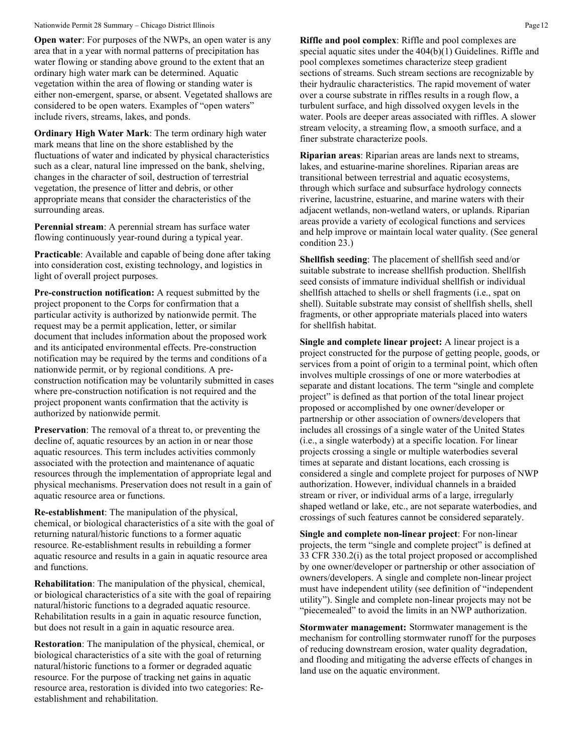**Open water**: For purposes of the NWPs, an open water is any area that in a year with normal patterns of precipitation has water flowing or standing above ground to the extent that an ordinary high water mark can be determined. Aquatic vegetation within the area of flowing or standing water is either non-emergent, sparse, or absent. Vegetated shallows are considered to be open waters. Examples of "open waters" include rivers, streams, lakes, and ponds.

**Ordinary High Water Mark**: The term ordinary high water mark means that line on the shore established by the fluctuations of water and indicated by physical characteristics such as a clear, natural line impressed on the bank, shelving, changes in the character of soil, destruction of terrestrial vegetation, the presence of litter and debris, or other appropriate means that consider the characteristics of the surrounding areas.

**Perennial stream**: A perennial stream has surface water flowing continuously year-round during a typical year.

**Practicable**: Available and capable of being done after taking into consideration cost, existing technology, and logistics in light of overall project purposes.

**Pre-construction notification:** A request submitted by the project proponent to the Corps for confirmation that a particular activity is authorized by nationwide permit. The request may be a permit application, letter, or similar document that includes information about the proposed work and its anticipated environmental effects. Pre-construction notification may be required by the terms and conditions of a nationwide permit, or by regional conditions. A pre-construction notification may be voluntarily submitted in cases where pre-construction notification is not required and the project proponent wants confirmation that the activity is authorized by nationwide permit.

**Preservation**: The removal of a threat to, or preventing the decline of, aquatic resources by an action in or near those aquatic resources. This term includes activities commonly associated with the protection and maintenance of aquatic resources through the implementation of appropriate legal and physical mechanisms. Preservation does not result in a gain of aquatic resource area or functions.

**Re-establishment**: The manipulation of the physical, chemical, or biological characteristics of a site with the goal of returning natural/historic functions to a former aquatic resource. Re-establishment results in rebuilding a former aquatic resource and results in a gain in aquatic resource area and functions.

**Rehabilitation**: The manipulation of the physical, chemical, or biological characteristics of a site with the goal of repairing natural/historic functions to a degraded aquatic resource. Rehabilitation results in a gain in aquatic resource function, but does not result in a gain in aquatic resource area.

**Restoration**: The manipulation of the physical, chemical, or biological characteristics of a site with the goal of returning natural/historic functions to a former or degraded aquatic resource. For the purpose of tracking net gains in aquatic resource area, restoration is divided into two categories: Re-establishment and rehabilitation.

**Riffle and pool complex**: Riffle and pool complexes are special aquatic sites under the 404(b)(1) Guidelines. Riffle and pool complexes sometimes characterize steep gradient sections of streams. Such stream sections are recognizable by their hydraulic characteristics. The rapid movement of water over a course substrate in riffles results in a rough flow, a turbulent surface, and high dissolved oxygen levels in the water. Pools are deeper areas associated with riffles. A slower stream velocity, a streaming flow, a smooth surface, and a finer substrate characterize pools.

**Riparian areas**: Riparian areas are lands next to streams, lakes, and estuarine-marine shorelines. Riparian areas are transitional between terrestrial and aquatic ecosystems, through which surface and subsurface hydrology connects riverine, lacustrine, estuarine, and marine waters with their adjacent wetlands, non-wetland waters, or uplands. Riparian areas provide a variety of ecological functions and services and help improve or maintain local water quality. (See general condition 23.)

**Shellfish seeding**: The placement of shellfish seed and/or suitable substrate to increase shellfish production. Shellfish seed consists of immature individual shellfish or individual shellfish attached to shells or shell fragments (i.e., spat on shell). Suitable substrate may consist of shellfish shells, shell fragments, or other appropriate materials placed into waters for shellfish habitat.

**Single and complete linear project:** A linear project is a project constructed for the purpose of getting people, goods, or services from a point of origin to a terminal point, which often involves multiple crossings of one or more waterbodies at separate and distant locations. The term "single and complete project" is defined as that portion of the total linear project proposed or accomplished by one owner/developer or partnership or other association of owners/developers that includes all crossings of a single water of the United States (i.e., a single waterbody) at a specific location. For linear projects crossing a single or multiple waterbodies several times at separate and distant locations, each crossing is considered a single and complete project for purposes of NWP authorization. However, individual channels in a braided stream or river, or individual arms of a large, irregularly shaped wetland or lake, etc., are not separate waterbodies, and crossings of such features cannot be considered separately.

**Single and complete non-linear project**: For non-linear projects, the term "single and complete project" is defined at 33 CFR 330.2(i) as the total project proposed or accomplished by one owner/developer or partnership or other association of owners/developers. A single and complete non-linear project must have independent utility (see definition of "independent utility"). Single and complete non-linear projects may not be "piecemealed" to avoid the limits in an NWP authorization.

**Stormwater management:** Stormwater management is the mechanism for controlling stormwater runoff for the purposes of reducing downstream erosion, water quality degradation, and flooding and mitigating the adverse effects of changes in land use on the aquatic environment.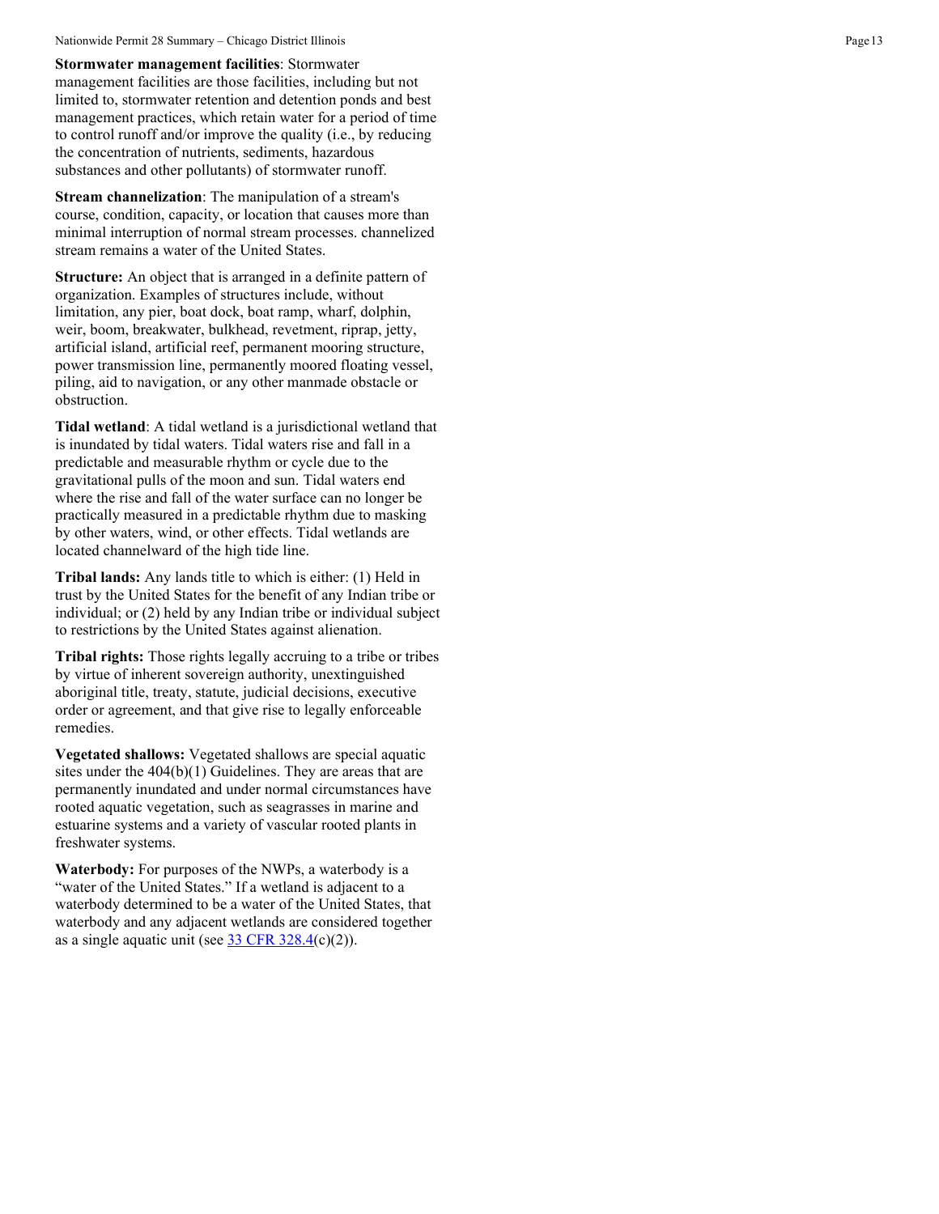**Stormwater management facilities**: Stormwater management facilities are those facilities, including but not limited to, stormwater retention and detention ponds and best management practices, which retain water for a period of time to control runoff and/or improve the quality (i.e., by reducing the concentration of nutrients, sediments, hazardous substances and other pollutants) of stormwater runoff.

**Stream channelization**: The manipulation of a stream's course, condition, capacity, or location that causes more than minimal interruption of normal stream processes. channelized stream remains a water of the United States.

**Structure:** An object that is arranged in a definite pattern of organization. Examples of structures include, without limitation, any pier, boat dock, boat ramp, wharf, dolphin, weir, boom, breakwater, bulkhead, revetment, riprap, jetty, artificial island, artificial reef, permanent mooring structure, power transmission line, permanently moored floating vessel, piling, aid to navigation, or any other manmade obstacle or obstruction.

**Tidal wetland**: A tidal wetland is a jurisdictional wetland that is inundated by tidal waters. Tidal waters rise and fall in a predictable and measurable rhythm or cycle due to the gravitational pulls of the moon and sun. Tidal waters end where the rise and fall of the water surface can no longer be practically measured in a predictable rhythm due to masking by other waters, wind, or other effects. Tidal wetlands are located channelward of the high tide line.

**Tribal lands:** Any lands title to which is either: (1) Held in trust by the United States for the benefit of any Indian tribe or individual; or (2) held by any Indian tribe or individual subject to restrictions by the United States against alienation.

**Tribal rights:** Those rights legally accruing to a tribe or tribes by virtue of inherent sovereign authority, unextinguished aboriginal title, treaty, statute, judicial decisions, executive order or agreement, and that give rise to legally enforceable remedies.

**Vegetated shallows:** Vegetated shallows are special aquatic sites under the 404(b)(1) Guidelines. They are areas that are permanently inundated and under normal circumstances have rooted aquatic vegetation, such as seagrasses in marine and estuarine systems and a variety of vascular rooted plants in freshwater systems.

**Waterbody:** For purposes of the NWPs, a waterbody is a "water of the United States." If a wetland is adjacent to a waterbody determined to be a water of the United States, that waterbody and any adjacent wetlands are considered together as a single aquatic unit (see 33 CFR 328.4(c)(2)).